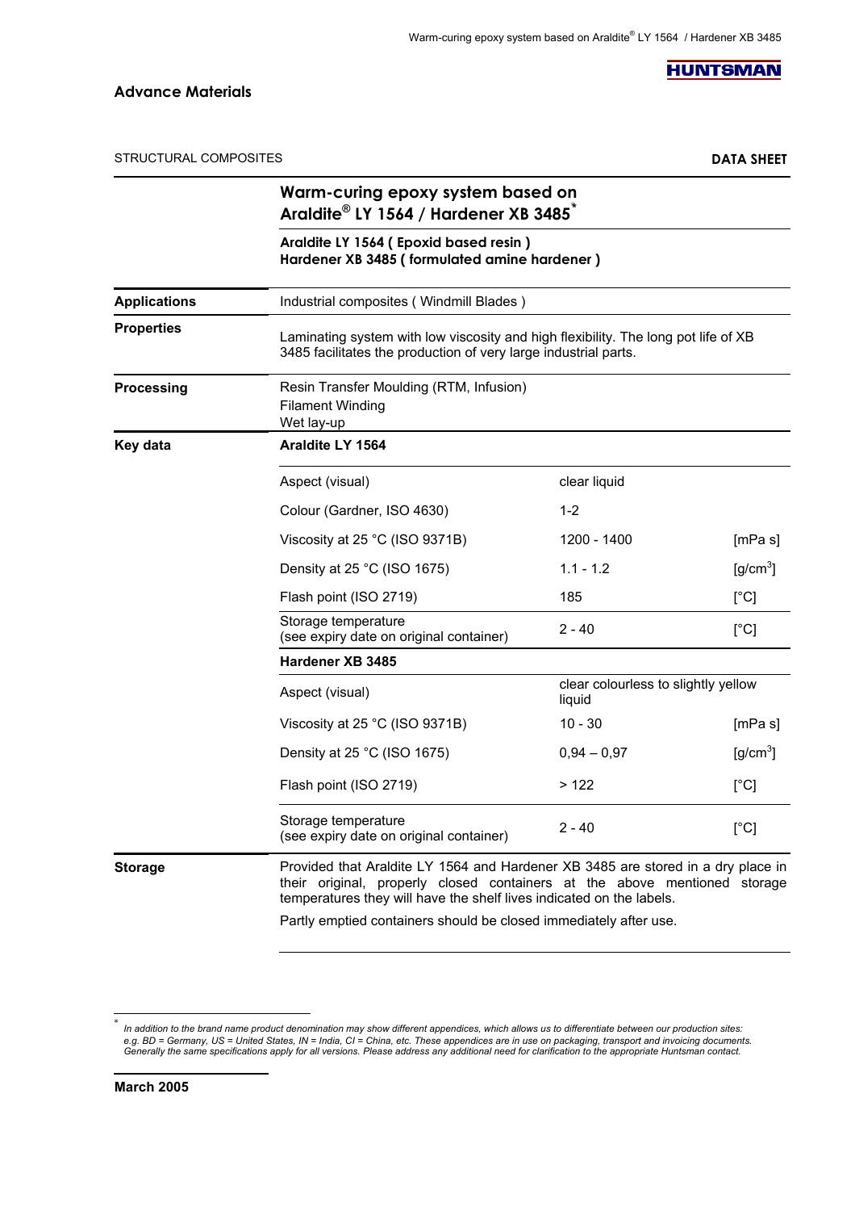**Advance Materials**

HUNTSMAN

STRUCTURAL COMPOSITES

**DATA SHEET**

# Warm-curing epoxy system based on Araldite® LY 1564 / Hardener XB 3485*

**Araldite LY 1564 ( Epoxid based resin )**
**Hardener XB 3485 ( formulated amine hardener )**

**Applications**

Industrial composites ( Windmill Blades )

**Properties**

Laminating system with low viscosity and high flexibility. The long pot life of XB 3485 facilitates the production of very large industrial parts.

**Processing**

Resin Transfer Moulding (RTM, Infusion)
Filament Winding
Wet lay-up

**Key data**

| **Araldite LY 1564** | | |
|---|---|---|
| Aspect (visual) | clear liquid | |
| Colour (Gardner, ISO 4630) | 1-2 | |
| Viscosity at 25 °C (ISO 9371B) | 1200 - 1400 | [mPa s] |
| Density at 25 °C (ISO 1675) | 1.1 - 1.2 | [g/cm³] |
| Flash point (ISO 2719) | 185 | [°C] |
| Storage temperature (see expiry date on original container) | 2 - 40 | [°C] |
| **Hardener XB 3485** | | |
| Aspect (visual) | clear colourless to slightly yellow liquid | |
| Viscosity at 25 °C (ISO 9371B) | 10 - 30 | [mPa s] |
| Density at 25 °C (ISO 1675) | 0,94 – 0,97 | [g/cm³] |
| Flash point (ISO 2719) | > 122 | [°C] |
| Storage temperature (see expiry date on original container) | 2 - 40 | [°C] |

**Storage**

Provided that Araldite LY 1564 and Hardener XB 3485 are stored in a dry place in their original, properly closed containers at the above mentioned storage temperatures they will have the shelf lives indicated on the labels.

Partly emptied containers should be closed immediately after use.

---

\* *In addition to the brand name product denomination may show different appendices, which allows us to differentiate between our production sites: e.g. BD = Germany, US = United States, IN = India, CI = China, etc. These appendices are in use on packaging, transport and invoicing documents. Generally the same specifications apply for all versions. Please address any additional need for clarification to the appropriate Huntsman contact.*

**March 2005**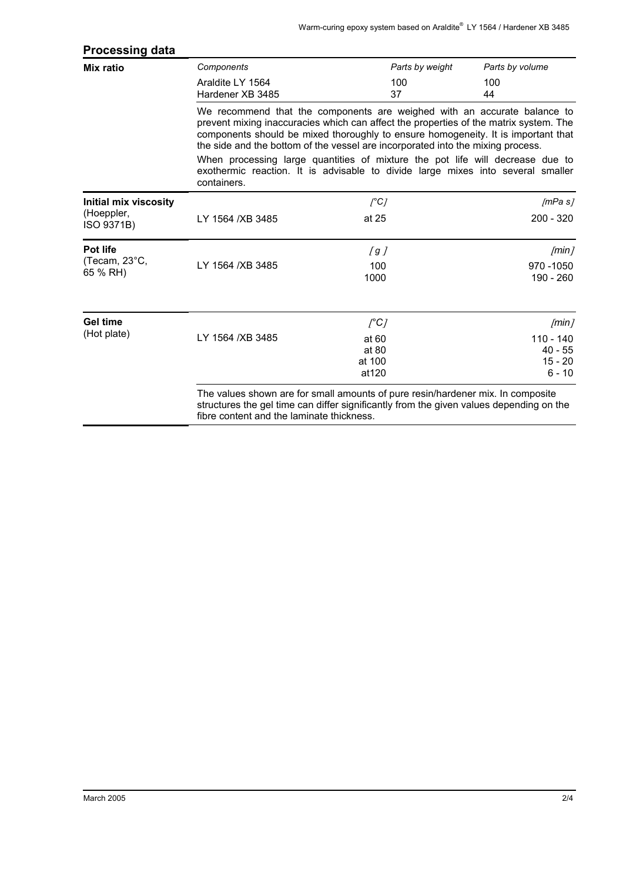## Processing data

**Mix ratio**

| *Components* | *Parts by weight* | *Parts by volume* |
|---|---|---|
| Araldite LY 1564 | 100 | 100 |
| Hardener XB 3485 | 37 | 44 |

We recommend that the components are weighed with an accurate balance to prevent mixing inaccuracies which can affect the properties of the matrix system. The components should be mixed thoroughly to ensure homogeneity. It is important that the side and the bottom of the vessel are incorporated into the mixing process.

When processing large quantities of mixture the pot life will decrease due to exothermic reaction. It is advisable to divide large mixes into several smaller containers.

**Initial mix viscosity** (Hoeppler, ISO 9371B)

| | *[°C]* | *[mPa s]* |
|---|---|---|
| LY 1564 /XB 3485 | at 25 | 200 - 320 |

**Pot life** (Tecam, 23°C, 65 % RH)

| | *[g]* | *[min]* |
|---|---|---|
| LY 1564 /XB 3485 | 100 | 970 -1050 |
| | 1000 | 190 - 260 |

**Gel time** (Hot plate)

| | *[°C]* | *[min]* |
|---|---|---|
| LY 1564 /XB 3485 | at 60 | 110 - 140 |
| | at 80 | 40 - 55 |
| | at 100 | 15 - 20 |
| | at120 | 6 - 10 |

The values shown are for small amounts of pure resin/hardener mix. In composite structures the gel time can differ significantly from the given values depending on the fibre content and the laminate thickness.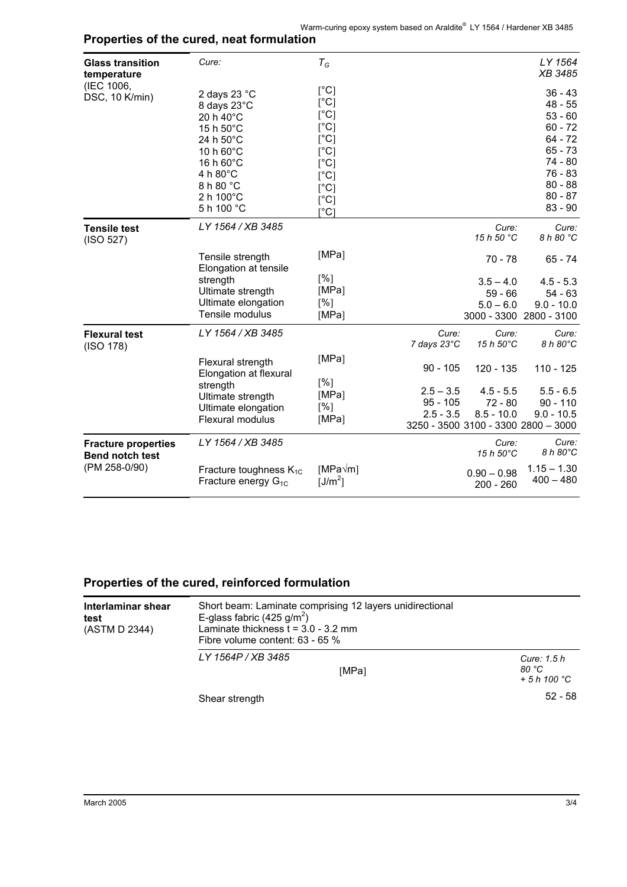## Properties of the cured, neat formulation

| | | | | | |
|---|---|---|---|---|---|
| **Glass transition temperature** (IEC 1006, DSC, 10 K/min) | *Cure:* | $T_G$ | | | *LY 1564 XB 3485* |
| | 2 days 23 °C | [°C] | | | 36 - 43 |
| | 8 days 23°C | [°C] | | | 48 - 55 |
| | 20 h 40°C | [°C] | | | 53 - 60 |
| | 15 h 50°C | [°C] | | | 60 - 72 |
| | 24 h 50°C | [°C] | | | 64 - 72 |
| | 10 h 60°C | [°C] | | | 65 - 73 |
| | 16 h 60°C | [°C] | | | 74 - 80 |
| | 4 h 80°C | [°C] | | | 76 - 83 |
| | 8 h 80 °C | [°C] | | | 80 - 88 |
| | 2 h 100°C | [°C] | | | 80 - 87 |
| | 5 h 100 °C | [°C] | | | 83 - 90 |
| **Tensile test** (ISO 527) | *LY 1564 / XB 3485* | | | *Cure: 15 h 50 °C* | *Cure: 8 h 80 °C* |
| | Tensile strength | [MPa] | | 70 - 78 | 65 - 74 |
| | Elongation at tensile strength | [%] | | 3.5 – 4.0 | 4.5 - 5.3 |
| | Ultimate strength | [MPa] | | 59 - 66 | 54 - 63 |
| | Ultimate elongation | [%] | | 5.0 – 6.0 | 9.0 - 10.0 |
| | Tensile modulus | [MPa] | | 3000 - 3300 | 2800 - 3100 |
| **Flexural test** (ISO 178) | *LY 1564 / XB 3485* | | *Cure: 7 days 23°C* | *Cure: 15 h 50°C* | *Cure: 8 h 80°C* |
| | Flexural strength | [MPa] | 90 - 105 | 120 - 135 | 110 - 125 |
| | Elongation at flexural strength | [%] | 2.5 – 3.5 | 4.5 - 5.5 | 5.5 - 6.5 |
| | Ultimate strength | [MPa] | 95 - 105 | 72 - 80 | 90 - 110 |
| | Ultimate elongation | [%] | 2.5 - 3.5 | 8.5 - 10.0 | 9.0 - 10.5 |
| | Flexural modulus | [MPa] | 3250 - 3500 | 3100 - 3300 | 2800 – 3000 |
| **Fracture properties Bend notch test** (PM 258-0/90) | *LY 1564 / XB 3485* | | | *Cure: 15 h 50°C* | *Cure: 8 h 80°C* |
| | Fracture toughness $K_{1C}$ | [MPa√m] | | 0.90 – 0.98 | 1.15 – 1.30 |
| | Fracture energy $G_{1C}$ | [J/m$^2$] | | 200 - 260 | 400 – 480 |

## Properties of the cured, reinforced formulation

| | | | |
|---|---|---|---|
| **Interlaminar shear test** (ASTM D 2344) | Short beam: Laminate comprising 12 layers unidirectional E-glass fabric (425 g/m$^2$) Laminate thickness t = 3.0 - 3.2 mm Fibre volume content: 63 - 65 % | | |
| | *LY 1564P / XB 3485* | [MPa] | *Cure: 1.5 h 80 °C + 5 h 100 °C* |
| | Shear strength | | 52 - 58 |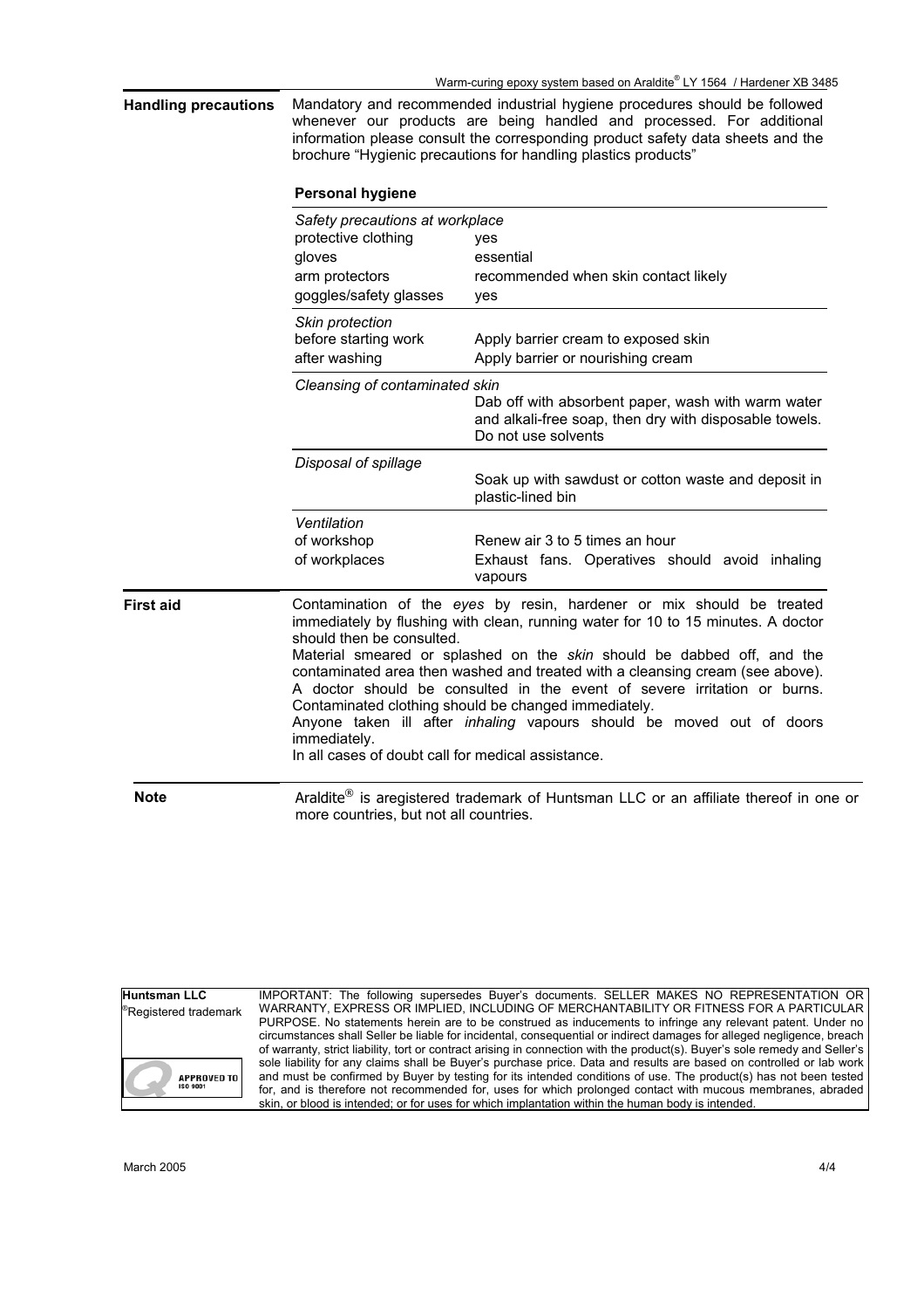**Handling precautions**

Mandatory and recommended industrial hygiene procedures should be followed whenever our products are being handled and processed. For additional information please consult the corresponding product safety data sheets and the brochure "Hygienic precautions for handling plastics products"

**Personal hygiene**

| | |
|---|---|
| *Safety precautions at workplace* | |
| protective clothing | yes |
| gloves | essential |
| arm protectors | recommended when skin contact likely |
| goggles/safety glasses | yes |
| *Skin protection* | |
| before starting work | Apply barrier cream to exposed skin |
| after washing | Apply barrier or nourishing cream |
| *Cleansing of contaminated skin* | Dab off with absorbent paper, wash with warm water and alkali-free soap, then dry with disposable towels. Do not use solvents |
| *Disposal of spillage* | Soak up with sawdust or cotton waste and deposit in plastic-lined bin |
| *Ventilation* | |
| of workshop | Renew air 3 to 5 times an hour |
| of workplaces | Exhaust fans. Operatives should avoid inhaling vapours |

**First aid**

Contamination of the *eyes* by resin, hardener or mix should be treated immediately by flushing with clean, running water for 10 to 15 minutes. A doctor should then be consulted.
Material smeared or splashed on the *skin* should be dabbed off, and the contaminated area then washed and treated with a cleansing cream (see above). A doctor should be consulted in the event of severe irritation or burns. Contaminated clothing should be changed immediately.
Anyone taken ill after *inhaling* vapours should be moved out of doors immediately.
In all cases of doubt call for medical assistance.

**Note**

Araldite® is aregistered trademark of Huntsman LLC or an affiliate thereof in one or more countries, but not all countries.

**Huntsman LLC**
®Registered trademark

APPROVED TO ISO 9001

IMPORTANT: The following supersedes Buyer's documents. SELLER MAKES NO REPRESENTATION OR WARRANTY, EXPRESS OR IMPLIED, INCLUDING OF MERCHANTABILITY OR FITNESS FOR A PARTICULAR PURPOSE. No statements herein are to be construed as inducements to infringe any relevant patent. Under no circumstances shall Seller be liable for incidental, consequential or indirect damages for alleged negligence, breach of warranty, strict liability, tort or contract arising in connection with the product(s). Buyer's sole remedy and Seller's sole liability for any claims shall be Buyer's purchase price. Data and results are based on controlled or lab work and must be confirmed by Buyer by testing for its intended conditions of use. The product(s) has not been tested for, and is therefore not recommended for, uses for which prolonged contact with mucous membranes, abraded skin, or blood is intended; or for uses for which implantation within the human body is intended.

March 2005